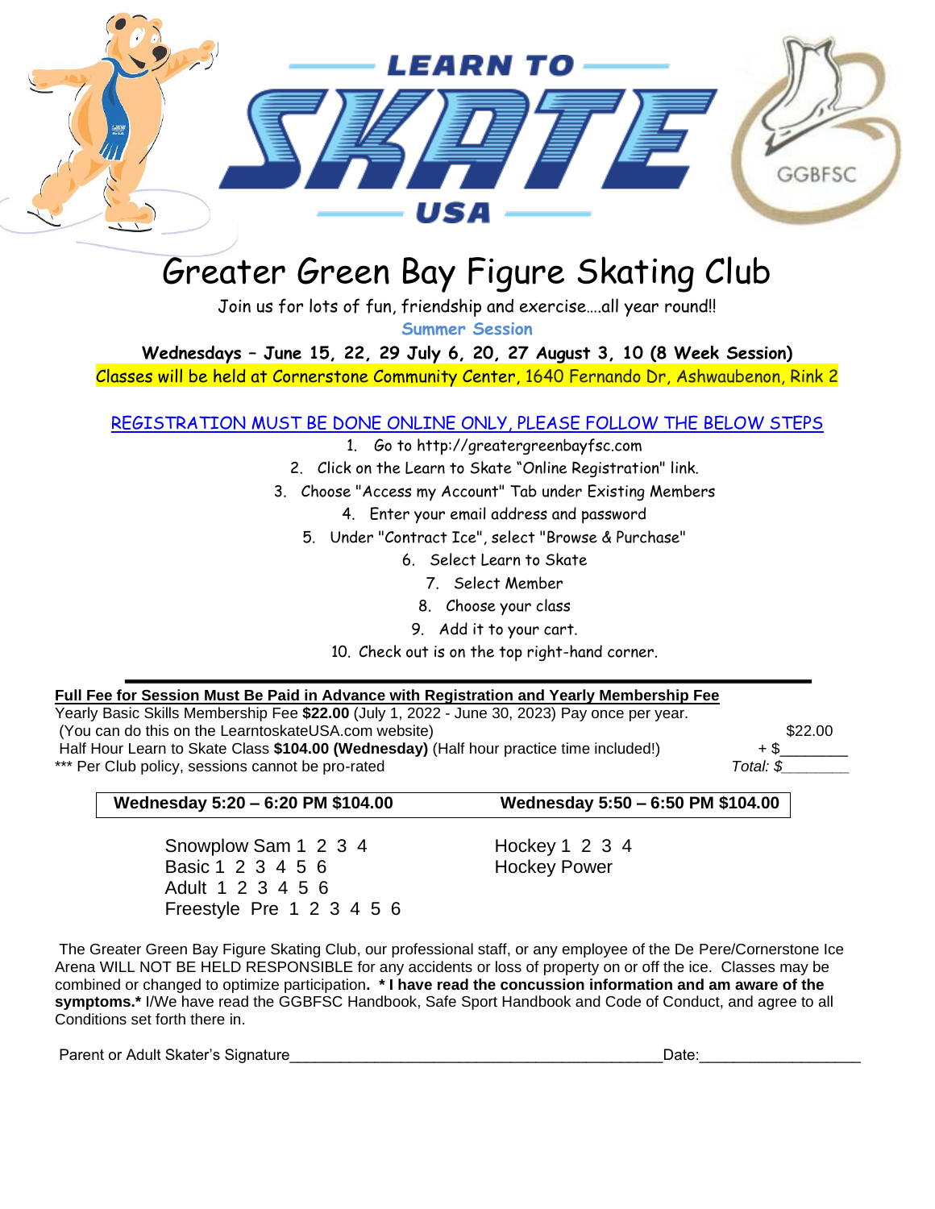LEARN TO SKATE USA

GGBFSC

# Greater Green Bay Figure Skating Club

Join us for lots of fun, friendship and exercise….all year round!!

**Summer Session**

**Wednesdays – June 15, 22, 29 July 6, 20, 27 August 3, 10 (8 Week Session)**

Classes will be held at Cornerstone Community Center, 1640 Fernando Dr, Ashwaubenon, Rink 2

REGISTRATION MUST BE DONE ONLINE ONLY, PLEASE FOLLOW THE BELOW STEPS

1. Go to http://greatergreenbayfsc.com
2. Click on the Learn to Skate "Online Registration" link.
3. Choose "Access my Account" Tab under Existing Members
4. Enter your email address and password
5. Under "Contract Ice", select "Browse & Purchase"
6. Select Learn to Skate
7. Select Member
8. Choose your class
9. Add it to your cart.
10. Check out is on the top right-hand corner.

---

**Full Fee for Session Must Be Paid in Advance with Registration and Yearly Membership Fee**

Yearly Basic Skills Membership Fee **$22.00** (July 1, 2022 - June 30, 2023) Pay once per year.
(You can do this on the LearntoskateUSA.com website) $22.00
Half Hour Learn to Skate Class **$104.00 (Wednesday)** (Half hour practice time included!) + $________
*** Per Club policy, sessions cannot be pro-rated *Total: $________*

| **Wednesday 5:20 – 6:20 PM $104.00** | **Wednesday 5:50 – 6:50 PM $104.00** |
|---|---|
| Snowplow Sam 1 2 3 4 | Hockey 1 2 3 4 |
| Basic 1 2 3 4 5 6 | Hockey Power |
| Adult 1 2 3 4 5 6 | |
| Freestyle Pre 1 2 3 4 5 6 | |

The Greater Green Bay Figure Skating Club, our professional staff, or any employee of the De Pere/Cornerstone Ice Arena WILL NOT BE HELD RESPONSIBLE for any accidents or loss of property on or off the ice. Classes may be combined or changed to optimize participation**. * I have read the concussion information and am aware of the symptoms.*** I/We have read the GGBFSC Handbook, Safe Sport Handbook and Code of Conduct, and agree to all Conditions set forth there in.

Parent or Adult Skater's Signature_____________________________________________Date:__________________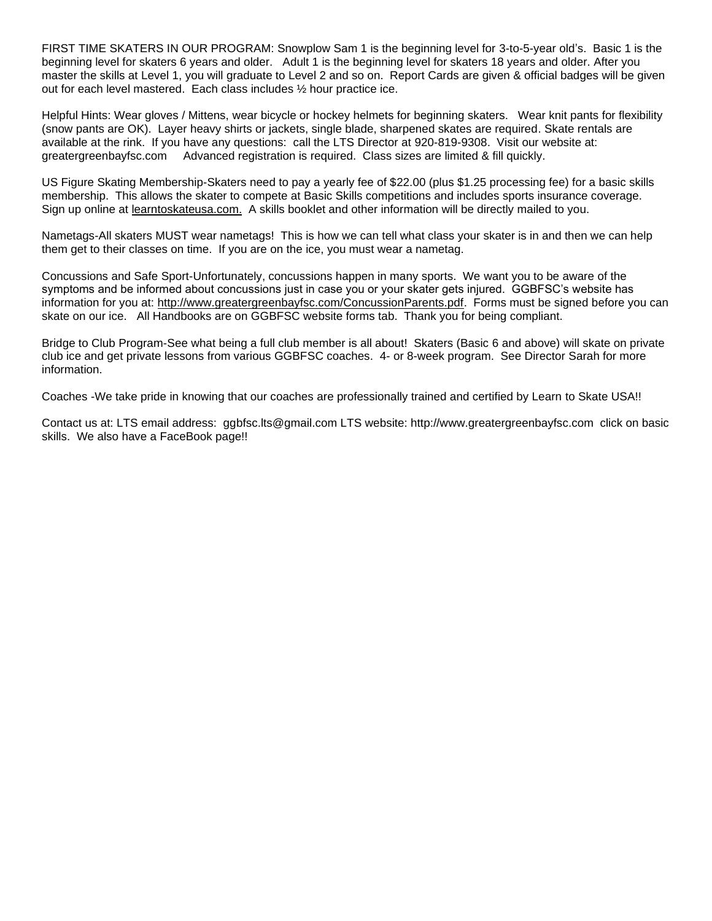FIRST TIME SKATERS IN OUR PROGRAM: Snowplow Sam 1 is the beginning level for 3-to-5-year old's. Basic 1 is the beginning level for skaters 6 years and older. Adult 1 is the beginning level for skaters 18 years and older. After you master the skills at Level 1, you will graduate to Level 2 and so on. Report Cards are given & official badges will be given out for each level mastered. Each class includes ½ hour practice ice.

Helpful Hints: Wear gloves / Mittens, wear bicycle or hockey helmets for beginning skaters. Wear knit pants for flexibility (snow pants are OK). Layer heavy shirts or jackets, single blade, sharpened skates are required. Skate rentals are available at the rink. If you have any questions: call the LTS Director at 920-819-9308. Visit our website at: greatergreenbayfsc.com Advanced registration is required. Class sizes are limited & fill quickly.

US Figure Skating Membership-Skaters need to pay a yearly fee of $22.00 (plus $1.25 processing fee) for a basic skills membership. This allows the skater to compete at Basic Skills competitions and includes sports insurance coverage. Sign up online at learntoskateusa.com. A skills booklet and other information will be directly mailed to you.

Nametags-All skaters MUST wear nametags! This is how we can tell what class your skater is in and then we can help them get to their classes on time. If you are on the ice, you must wear a nametag.

Concussions and Safe Sport-Unfortunately, concussions happen in many sports. We want you to be aware of the symptoms and be informed about concussions just in case you or your skater gets injured. GGBFSC's website has information for you at: http://www.greatergreenbayfsc.com/ConcussionParents.pdf. Forms must be signed before you can skate on our ice. All Handbooks are on GGBFSC website forms tab. Thank you for being compliant.

Bridge to Club Program-See what being a full club member is all about! Skaters (Basic 6 and above) will skate on private club ice and get private lessons from various GGBFSC coaches. 4- or 8-week program. See Director Sarah for more information.

Coaches -We take pride in knowing that our coaches are professionally trained and certified by Learn to Skate USA!!

Contact us at: LTS email address: ggbfsc.lts@gmail.com LTS website: http://www.greatergreenbayfsc.com click on basic skills. We also have a FaceBook page!!